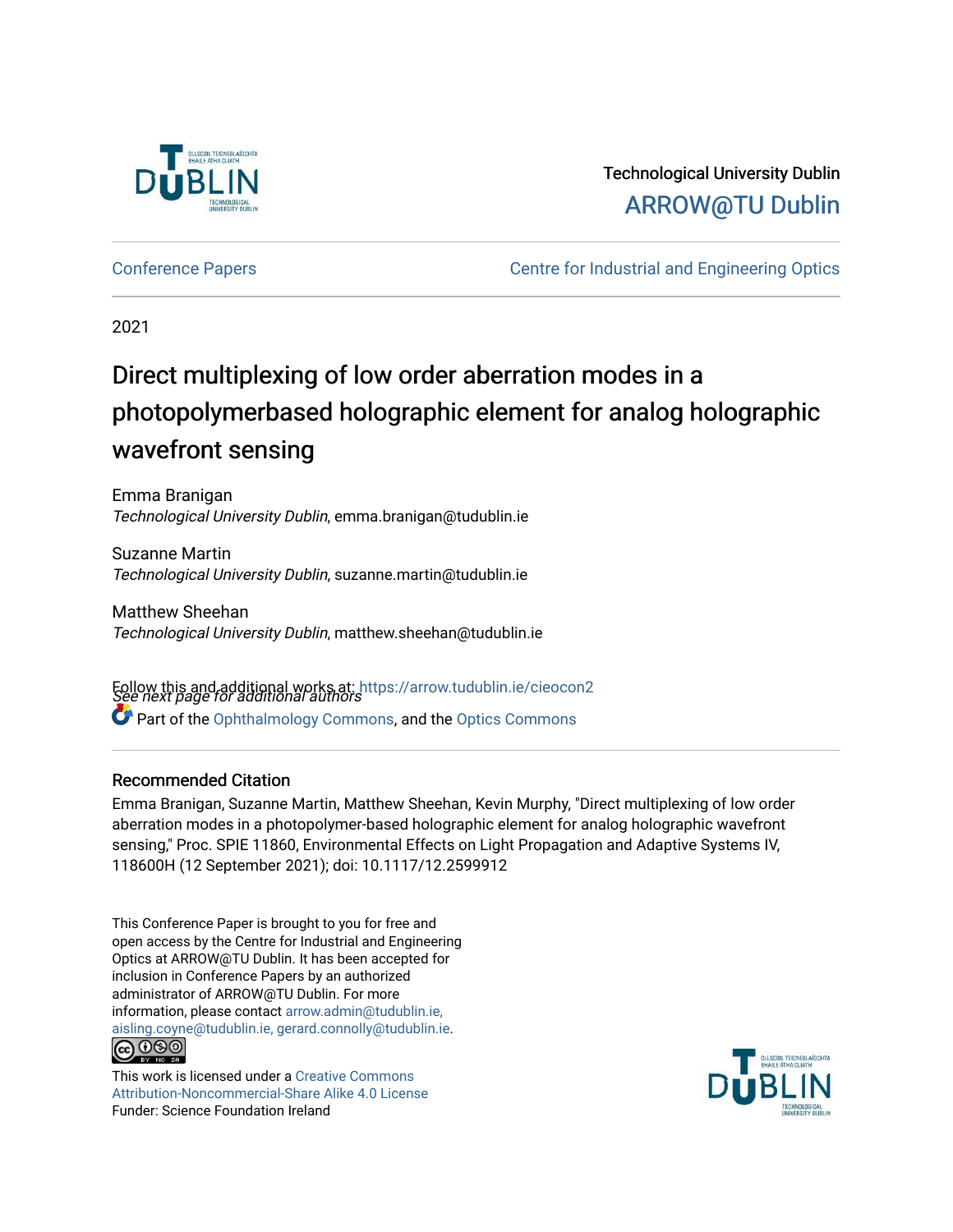Technological University Dublin

ARROW@TU Dublin

Conference Papers

Centre for Industrial and Engineering Optics

2021

# Direct multiplexing of low order aberration modes in a photopolymerbased holographic element for analog holographic wavefront sensing

Emma Branigan
*Technological University Dublin*, emma.branigan@tudublin.ie

Suzanne Martin
*Technological University Dublin*, suzanne.martin@tudublin.ie

Matthew Sheehan
*Technological University Dublin*, matthew.sheehan@tudublin.ie

*See next page for additional authors*

Follow this and additional works at: https://arrow.tudublin.ie/cieocon2

Part of the Ophthalmology Commons, and the Optics Commons

## Recommended Citation

Emma Branigan, Suzanne Martin, Matthew Sheehan, Kevin Murphy, "Direct multiplexing of low order aberration modes in a photopolymer-based holographic element for analog holographic wavefront sensing," Proc. SPIE 11860, Environmental Effects on Light Propagation and Adaptive Systems IV, 118600H (12 September 2021); doi: 10.1117/12.2599912

This Conference Paper is brought to you for free and open access by the Centre for Industrial and Engineering Optics at ARROW@TU Dublin. It has been accepted for inclusion in Conference Papers by an authorized administrator of ARROW@TU Dublin. For more information, please contact arrow.admin@tudublin.ie, aisling.coyne@tudublin.ie, gerard.connolly@tudublin.ie.

This work is licensed under a Creative Commons Attribution-Noncommercial-Share Alike 4.0 License

Funder: Science Foundation Ireland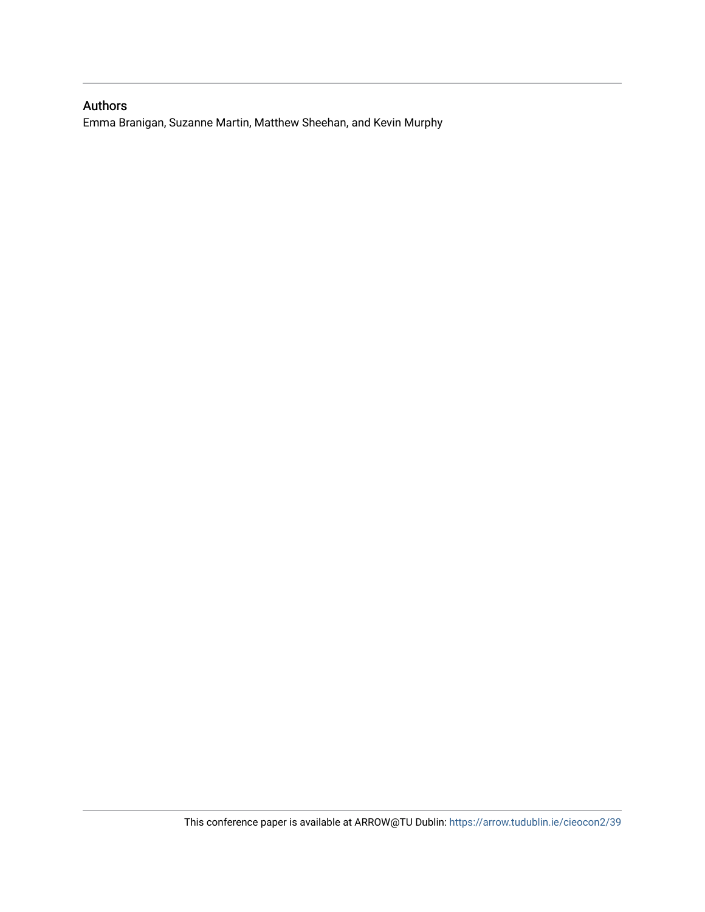## Authors

Emma Branigan, Suzanne Martin, Matthew Sheehan, and Kevin Murphy

This conference paper is available at ARROW@TU Dublin: https://arrow.tudublin.ie/cieocon2/39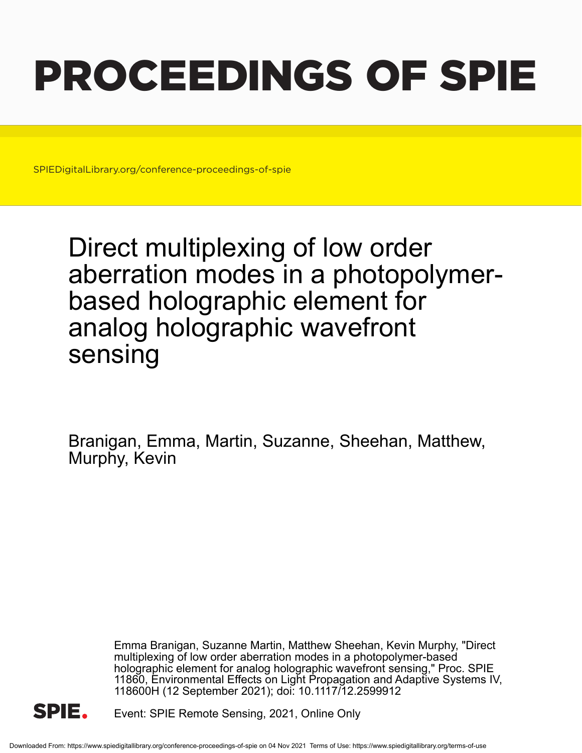# PROCEEDINGS OF SPIE

SPIEDigitalLibrary.org/conference-proceedings-of-spie

# Direct multiplexing of low order aberration modes in a photopolymer-based holographic element for analog holographic wavefront sensing

Branigan, Emma, Martin, Suzanne, Sheehan, Matthew, Murphy, Kevin

Emma Branigan, Suzanne Martin, Matthew Sheehan, Kevin Murphy, "Direct multiplexing of low order aberration modes in a photopolymer-based holographic element for analog holographic wavefront sensing," Proc. SPIE 11860, Environmental Effects on Light Propagation and Adaptive Systems IV, 118600H (12 September 2021); doi: 10.1117/12.2599912

Event: SPIE Remote Sensing, 2021, Online Only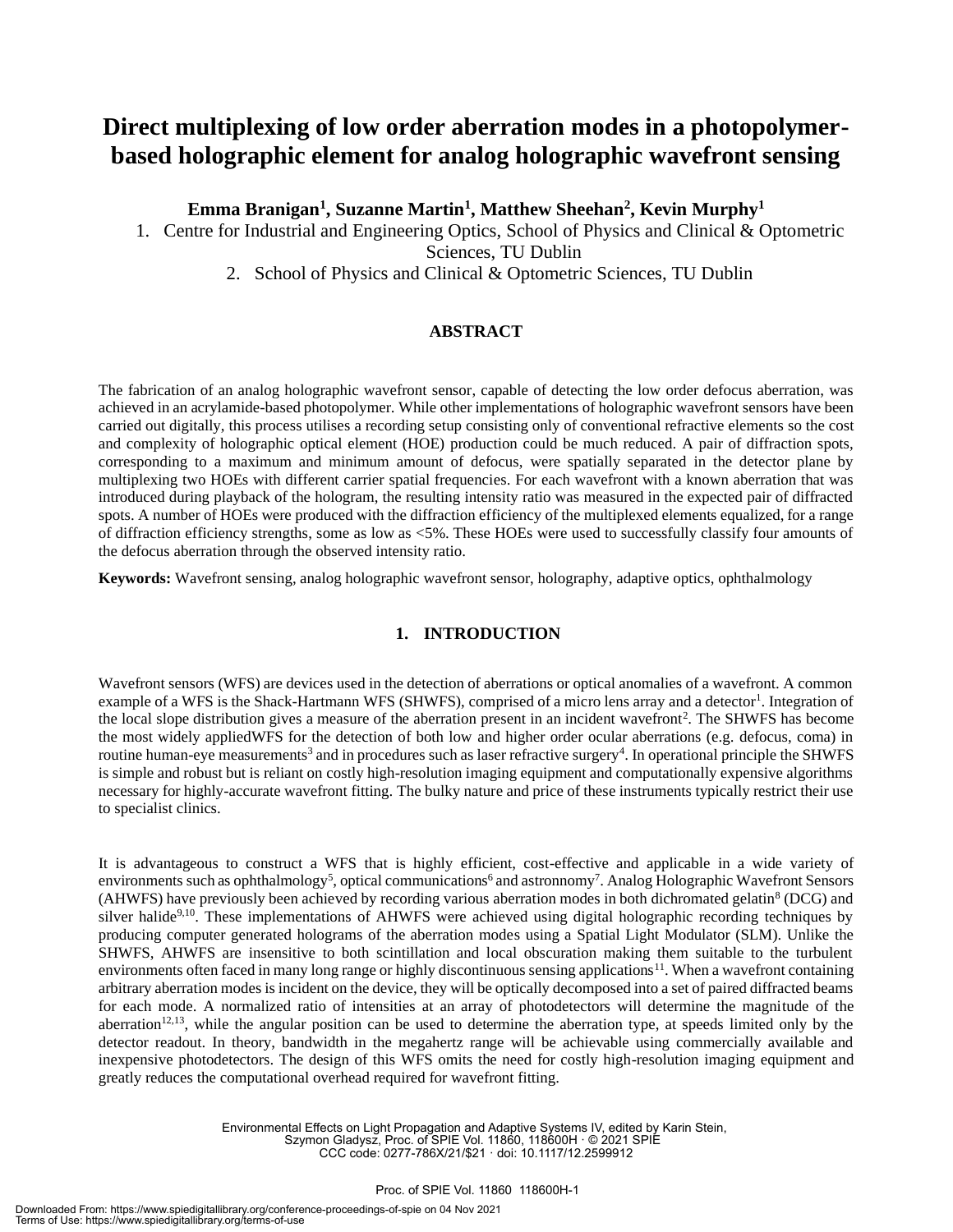# Direct multiplexing of low order aberration modes in a photopolymer-based holographic element for analog holographic wavefront sensing

**Emma Branigan[1], Suzanne Martin[1], Matthew Sheehan[2], Kevin Murphy[1]**

1. Centre for Industrial and Engineering Optics, School of Physics and Clinical & Optometric Sciences, TU Dublin
2. School of Physics and Clinical & Optometric Sciences, TU Dublin

## ABSTRACT

The fabrication of an analog holographic wavefront sensor, capable of detecting the low order defocus aberration, was achieved in an acrylamide-based photopolymer. While other implementations of holographic wavefront sensors have been carried out digitally, this process utilises a recording setup consisting only of conventional refractive elements so the cost and complexity of holographic optical element (HOE) production could be much reduced. A pair of diffraction spots, corresponding to a maximum and minimum amount of defocus, were spatially separated in the detector plane by multiplexing two HOEs with different carrier spatial frequencies. For each wavefront with a known aberration that was introduced during playback of the hologram, the resulting intensity ratio was measured in the expected pair of diffracted spots. A number of HOEs were produced with the diffraction efficiency of the multiplexed elements equalized, for a range of diffraction efficiency strengths, some as low as <5%. These HOEs were used to successfully classify four amounts of the defocus aberration through the observed intensity ratio.

**Keywords:** Wavefront sensing, analog holographic wavefront sensor, holography, adaptive optics, ophthalmology

## 1. INTRODUCTION

Wavefront sensors (WFS) are devices used in the detection of aberrations or optical anomalies of a wavefront. A common example of a WFS is the Shack-Hartmann WFS (SHWFS), comprised of a micro lens array and a detector[1]. Integration of the local slope distribution gives a measure of the aberration present in an incident wavefront[2]. The SHWFS has become the most widely appliedWFS for the detection of both low and higher order ocular aberrations (e.g. defocus, coma) in routine human-eye measurements[3] and in procedures such as laser refractive surgery[4]. In operational principle the SHWFS is simple and robust but is reliant on costly high-resolution imaging equipment and computationally expensive algorithms necessary for highly-accurate wavefront fitting. The bulky nature and price of these instruments typically restrict their use to specialist clinics.

It is advantageous to construct a WFS that is highly efficient, cost-effective and applicable in a wide variety of environments such as ophthalmology[5], optical communications[6] and astronomy[7]. Analog Holographic Wavefront Sensors (AHWFS) have previously been achieved by recording various aberration modes in both dichromated gelatin[8] (DCG) and silver halide[9,10]. These implementations of AHWFS were achieved using digital holographic recording techniques by producing computer generated holograms of the aberration modes using a Spatial Light Modulator (SLM). Unlike the SHWFS, AHWFS are insensitive to both scintillation and local obscuration making them suitable to the turbulent environments often faced in many long range or highly discontinuous sensing applications[11]. When a wavefront containing arbitrary aberration modes is incident on the device, they will be optically decomposed into a set of paired diffracted beams for each mode. A normalized ratio of intensities at an array of photodetectors will determine the magnitude of the aberration[12,13], while the angular position can be used to determine the aberration type, at speeds limited only by the detector readout. In theory, bandwidth in the megahertz range will be achievable using commercially available and inexpensive photodetectors. The design of this WFS omits the need for costly high-resolution imaging equipment and greatly reduces the computational overhead required for wavefront fitting.

Environmental Effects on Light Propagation and Adaptive Systems IV, edited by Karin Stein, Szymon Gladysz, Proc. of SPIE Vol. 11860, 118600H · © 2021 SPIE
CCC code: 0277-786X/21/$21 · doi: 10.1117/12.2599912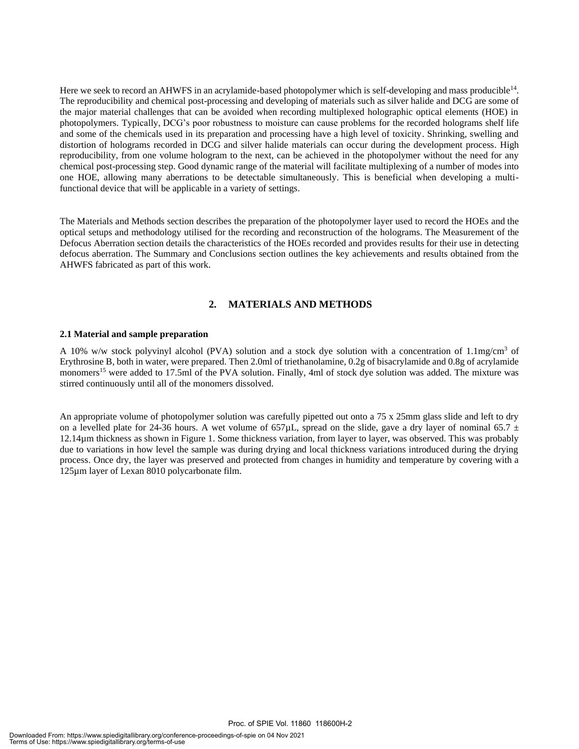Here we seek to record an AHWFS in an acrylamide-based photopolymer which is self-developing and mass producible[14]. The reproducibility and chemical post-processing and developing of materials such as silver halide and DCG are some of the major material challenges that can be avoided when recording multiplexed holographic optical elements (HOE) in photopolymers. Typically, DCG's poor robustness to moisture can cause problems for the recorded holograms shelf life and some of the chemicals used in its preparation and processing have a high level of toxicity. Shrinking, swelling and distortion of holograms recorded in DCG and silver halide materials can occur during the development process. High reproducibility, from one volume hologram to the next, can be achieved in the photopolymer without the need for any chemical post-processing step. Good dynamic range of the material will facilitate multiplexing of a number of modes into one HOE, allowing many aberrations to be detectable simultaneously. This is beneficial when developing a multi-functional device that will be applicable in a variety of settings.

The Materials and Methods section describes the preparation of the photopolymer layer used to record the HOEs and the optical setups and methodology utilised for the recording and reconstruction of the holograms. The Measurement of the Defocus Aberration section details the characteristics of the HOEs recorded and provides results for their use in detecting defocus aberration. The Summary and Conclusions section outlines the key achievements and results obtained from the AHWFS fabricated as part of this work.

## 2. MATERIALS AND METHODS

### 2.1 Material and sample preparation

A 10% w/w stock polyvinyl alcohol (PVA) solution and a stock dye solution with a concentration of 1.1mg/cm$^3$ of Erythrosine B, both in water, were prepared. Then 2.0ml of triethanolamine, 0.2g of bisacrylamide and 0.8g of acrylamide monomers[15] were added to 17.5ml of the PVA solution. Finally, 4ml of stock dye solution was added. The mixture was stirred continuously until all of the monomers dissolved.

An appropriate volume of photopolymer solution was carefully pipetted out onto a 75 x 25mm glass slide and left to dry on a levelled plate for 24-36 hours. A wet volume of 657µL, spread on the slide, gave a dry layer of nominal 65.7 $\pm$ 12.14µm thickness as shown in Figure 1. Some thickness variation, from layer to layer, was observed. This was probably due to variations in how level the sample was during drying and local thickness variations introduced during the drying process. Once dry, the layer was preserved and protected from changes in humidity and temperature by covering with a 125µm layer of Lexan 8010 polycarbonate film.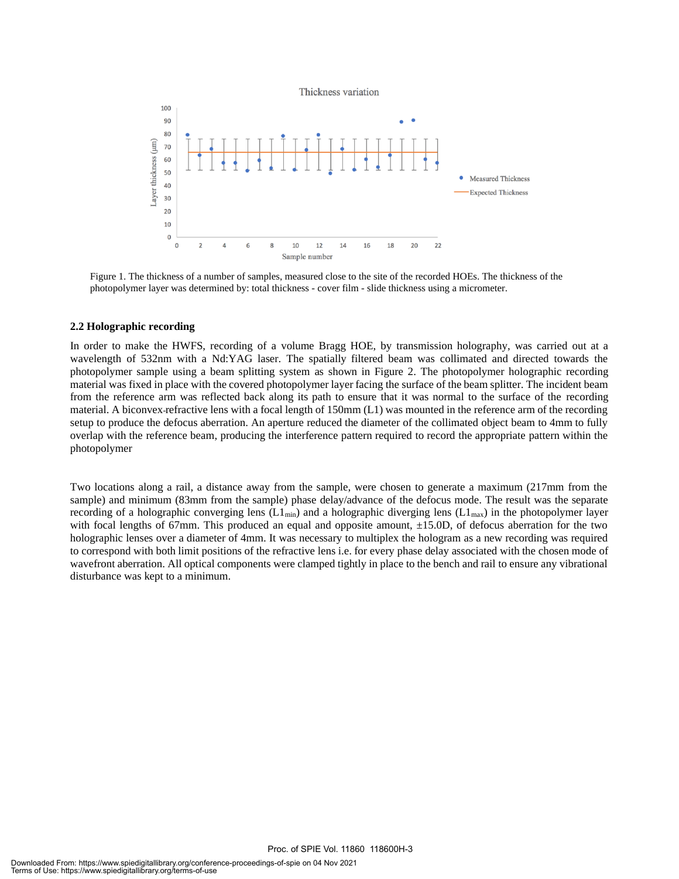Figure 1. The thickness of a number of samples, measured close to the site of the recorded HOEs. The thickness of the photopolymer layer was determined by: total thickness - cover film - slide thickness using a micrometer.

### 2.2 Holographic recording

In order to make the HWFS, recording of a volume Bragg HOE, by transmission holography, was carried out at a wavelength of 532nm with a Nd:YAG laser. The spatially filtered beam was collimated and directed towards the photopolymer sample using a beam splitting system as shown in Figure 2. The photopolymer holographic recording material was fixed in place with the covered photopolymer layer facing the surface of the beam splitter. The incident beam from the reference arm was reflected back along its path to ensure that it was normal to the surface of the recording material. A biconvex-refractive lens with a focal length of 150mm (L1) was mounted in the reference arm of the recording setup to produce the defocus aberration. An aperture reduced the diameter of the collimated object beam to 4mm to fully overlap with the reference beam, producing the interference pattern required to record the appropriate pattern within the photopolymer

Two locations along a rail, a distance away from the sample, were chosen to generate a maximum (217mm from the sample) and minimum (83mm from the sample) phase delay/advance of the defocus mode. The result was the separate recording of a holographic converging lens ($L1_{min}$) and a holographic diverging lens ($L1_{max}$) in the photopolymer layer with focal lengths of 67mm. This produced an equal and opposite amount, ±15.0D, of defocus aberration for the two holographic lenses over a diameter of 4mm. It was necessary to multiplex the hologram as a new recording was required to correspond with both limit positions of the refractive lens i.e. for every phase delay associated with the chosen mode of wavefront aberration. All optical components were clamped tightly in place to the bench and rail to ensure any vibrational disturbance was kept to a minimum.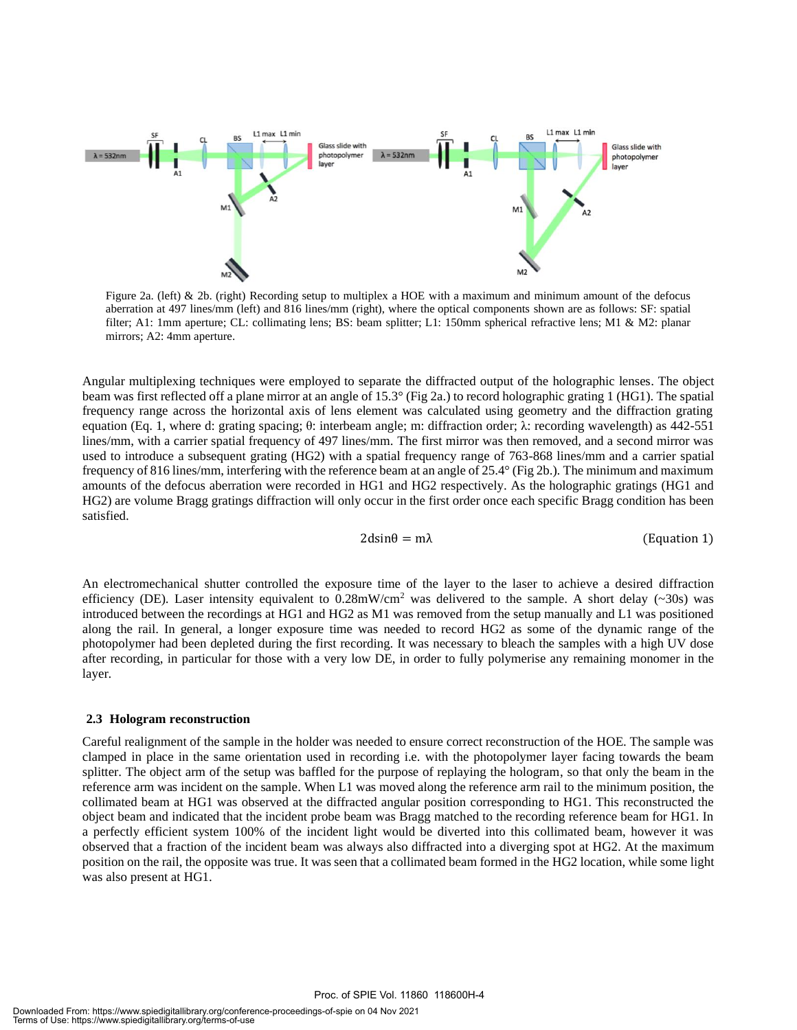Figure 2a. (left) & 2b. (right) Recording setup to multiplex a HOE with a maximum and minimum amount of the defocus aberration at 497 lines/mm (left) and 816 lines/mm (right), where the optical components shown are as follows: SF: spatial filter; A1: 1mm aperture; CL: collimating lens; BS: beam splitter; L1: 150mm spherical refractive lens; M1 & M2: planar mirrors; A2: 4mm aperture.

Angular multiplexing techniques were employed to separate the diffracted output of the holographic lenses. The object beam was first reflected off a plane mirror at an angle of 15.3° (Fig 2a.) to record holographic grating 1 (HG1). The spatial frequency range across the horizontal axis of lens element was calculated using geometry and the diffraction grating equation (Eq. 1, where d: grating spacing; θ: interbeam angle; m: diffraction order; λ: recording wavelength) as 442-551 lines/mm, with a carrier spatial frequency of 497 lines/mm. The first mirror was then removed, and a second mirror was used to introduce a subsequent grating (HG2) with a spatial frequency range of 763-868 lines/mm and a carrier spatial frequency of 816 lines/mm, interfering with the reference beam at an angle of 25.4° (Fig 2b.). The minimum and maximum amounts of the defocus aberration were recorded in HG1 and HG2 respectively. As the holographic gratings (HG1 and HG2) are volume Bragg gratings diffraction will only occur in the first order once each specific Bragg condition has been satisfied.

$$2d\sin\theta = m\lambda \qquad \text{(Equation 1)}$$

An electromechanical shutter controlled the exposure time of the layer to the laser to achieve a desired diffraction efficiency (DE). Laser intensity equivalent to 0.28mW/cm$^2$ was delivered to the sample. A short delay (~30s) was introduced between the recordings at HG1 and HG2 as M1 was removed from the setup manually and L1 was positioned along the rail. In general, a longer exposure time was needed to record HG2 as some of the dynamic range of the photopolymer had been depleted during the first recording. It was necessary to bleach the samples with a high UV dose after recording, in particular for those with a very low DE, in order to fully polymerise any remaining monomer in the layer.

### 2.3 Hologram reconstruction

Careful realignment of the sample in the holder was needed to ensure correct reconstruction of the HOE. The sample was clamped in place in the same orientation used in recording i.e. with the photopolymer layer facing towards the beam splitter. The object arm of the setup was baffled for the purpose of replaying the hologram, so that only the beam in the reference arm was incident on the sample. When L1 was moved along the reference arm rail to the minimum position, the collimated beam at HG1 was observed at the diffracted angular position corresponding to HG1. This reconstructed the object beam and indicated that the incident probe beam was Bragg matched to the recording reference beam for HG1. In a perfectly efficient system 100% of the incident light would be diverted into this collimated beam, however it was observed that a fraction of the incident beam was always also diffracted into a diverging spot at HG2. At the maximum position on the rail, the opposite was true. It was seen that a collimated beam formed in the HG2 location, while some light was also present at HG1.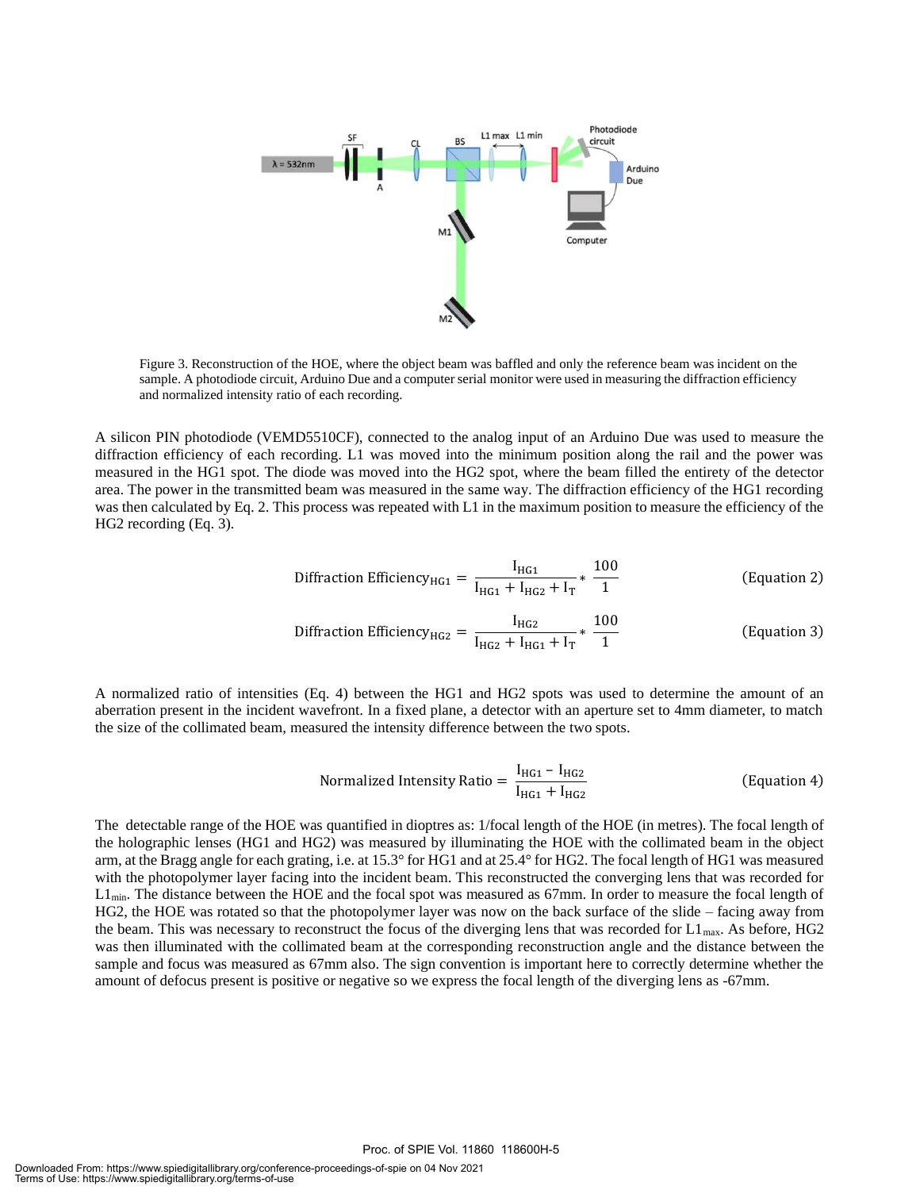Figure 3. Reconstruction of the HOE, where the object beam was baffled and only the reference beam was incident on the sample. A photodiode circuit, Arduino Due and a computer serial monitor were used in measuring the diffraction efficiency and normalized intensity ratio of each recording.

A silicon PIN photodiode (VEMD5510CF), connected to the analog input of an Arduino Due was used to measure the diffraction efficiency of each recording. L1 was moved into the minimum position along the rail and the power was measured in the HG1 spot. The diode was moved into the HG2 spot, where the beam filled the entirety of the detector area. The power in the transmitted beam was measured in the same way. The diffraction efficiency of the HG1 recording was then calculated by Eq. 2. This process was repeated with L1 in the maximum position to measure the efficiency of the HG2 recording (Eq. 3).

$$\text{Diffraction Efficiency}_{\text{HG1}} = \frac{I_{\text{HG1}}}{I_{\text{HG1}} + I_{\text{HG2}} + I_{\text{T}}} * \frac{100}{1} \quad \text{(Equation 2)}$$

$$\text{Diffraction Efficiency}_{\text{HG2}} = \frac{I_{\text{HG2}}}{I_{\text{HG2}} + I_{\text{HG1}} + I_{\text{T}}} * \frac{100}{1} \quad \text{(Equation 3)}$$

A normalized ratio of intensities (Eq. 4) between the HG1 and HG2 spots was used to determine the amount of an aberration present in the incident wavefront. In a fixed plane, a detector with an aperture set to 4mm diameter, to match the size of the collimated beam, measured the intensity difference between the two spots.

$$\text{Normalized Intensity Ratio} = \frac{I_{\text{HG1}} - I_{\text{HG2}}}{I_{\text{HG1}} + I_{\text{HG2}}} \quad \text{(Equation 4)}$$

The detectable range of the HOE was quantified in dioptres as: 1/focal length of the HOE (in metres). The focal length of the holographic lenses (HG1 and HG2) was measured by illuminating the HOE with the collimated beam in the object arm, at the Bragg angle for each grating, i.e. at 15.3° for HG1 and at 25.4° for HG2. The focal length of HG1 was measured with the photopolymer layer facing into the incident beam. This reconstructed the converging lens that was recorded for $L1_{min}$. The distance between the HOE and the focal spot was measured as 67mm. In order to measure the focal length of HG2, the HOE was rotated so that the photopolymer layer was now on the back surface of the slide – facing away from the beam. This was necessary to reconstruct the focus of the diverging lens that was recorded for $L1_{max}$. As before, HG2 was then illuminated with the collimated beam at the corresponding reconstruction angle and the distance between the sample and focus was measured as 67mm also. The sign convention is important here to correctly determine whether the amount of defocus present is positive or negative so we express the focal length of the diverging lens as -67mm.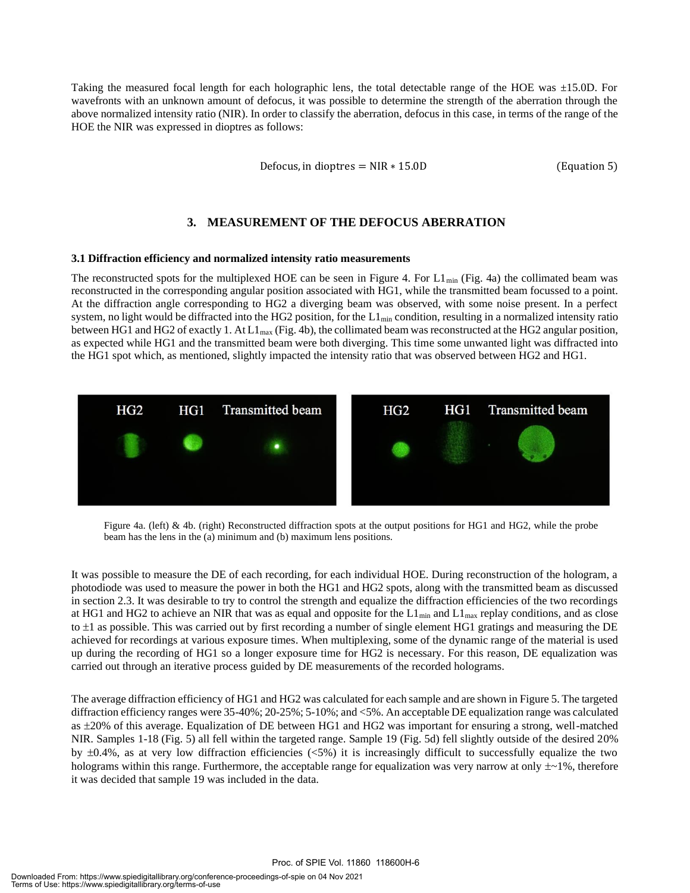Taking the measured focal length for each holographic lens, the total detectable range of the HOE was ±15.0D. For wavefronts with an unknown amount of defocus, it was possible to determine the strength of the aberration through the above normalized intensity ratio (NIR). In order to classify the aberration, defocus in this case, in terms of the range of the HOE the NIR was expressed in dioptres as follows:

$$\text{Defocus, in dioptres} = \text{NIR} * 15.0\text{D} \qquad \text{(Equation 5)}$$

## 3. MEASUREMENT OF THE DEFOCUS ABERRATION

### 3.1 Diffraction efficiency and normalized intensity ratio measurements

The reconstructed spots for the multiplexed HOE can be seen in Figure 4. For $L1_{min}$ (Fig. 4a) the collimated beam was reconstructed in the corresponding angular position associated with HG1, while the transmitted beam focussed to a point. At the diffraction angle corresponding to HG2 a diverging beam was observed, with some noise present. In a perfect system, no light would be diffracted into the HG2 position, for the $L1_{min}$ condition, resulting in a normalized intensity ratio between HG1 and HG2 of exactly 1. At $L1_{max}$ (Fig. 4b), the collimated beam was reconstructed at the HG2 angular position, as expected while HG1 and the transmitted beam were both diverging. This time some unwanted light was diffracted into the HG1 spot which, as mentioned, slightly impacted the intensity ratio that was observed between HG2 and HG1.

Figure 4a. (left) & 4b. (right) Reconstructed diffraction spots at the output positions for HG1 and HG2, while the probe beam has the lens in the (a) minimum and (b) maximum lens positions.

It was possible to measure the DE of each recording, for each individual HOE. During reconstruction of the hologram, a photodiode was used to measure the power in both the HG1 and HG2 spots, along with the transmitted beam as discussed in section 2.3. It was desirable to try to control the strength and equalize the diffraction efficiencies of the two recordings at HG1 and HG2 to achieve an NIR that was as equal and opposite for the $L1_{min}$ and $L1_{max}$ replay conditions, and as close to ±1 as possible. This was carried out by first recording a number of single element HG1 gratings and measuring the DE achieved for recordings at various exposure times. When multiplexing, some of the dynamic range of the material is used up during the recording of HG1 so a longer exposure time for HG2 is necessary. For this reason, DE equalization was carried out through an iterative process guided by DE measurements of the recorded holograms.

The average diffraction efficiency of HG1 and HG2 was calculated for each sample and are shown in Figure 5. The targeted diffraction efficiency ranges were 35-40%; 20-25%; 5-10%; and <5%. An acceptable DE equalization range was calculated as ±20% of this average. Equalization of DE between HG1 and HG2 was important for ensuring a strong, well-matched NIR. Samples 1-18 (Fig. 5) all fell within the targeted range. Sample 19 (Fig. 5d) fell slightly outside of the desired 20% by ±0.4%, as at very low diffraction efficiencies (<5%) it is increasingly difficult to successfully equalize the two holograms within this range. Furthermore, the acceptable range for equalization was very narrow at only ±~1%, therefore it was decided that sample 19 was included in the data.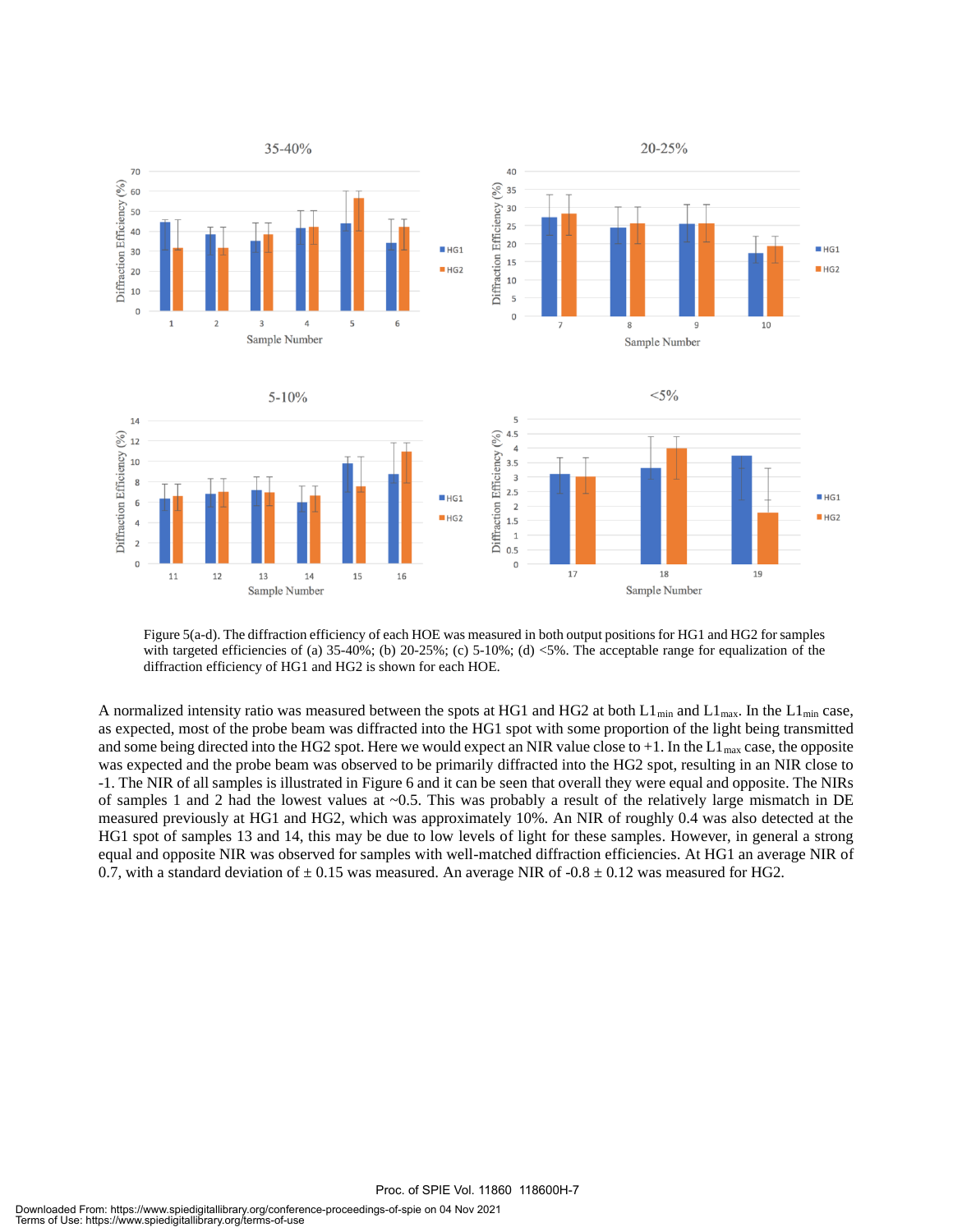Figure 5(a-d). The diffraction efficiency of each HOE was measured in both output positions for HG1 and HG2 for samples with targeted efficiencies of (a) 35-40%; (b) 20-25%; (c) 5-10%; (d) <5%. The acceptable range for equalization of the diffraction efficiency of HG1 and HG2 is shown for each HOE.

A normalized intensity ratio was measured between the spots at HG1 and HG2 at both $L1_{min}$ and $L1_{max}$. In the $L1_{min}$ case, as expected, most of the probe beam was diffracted into the HG1 spot with some proportion of the light being transmitted and some being directed into the HG2 spot. Here we would expect an NIR value close to +1. In the $L1_{max}$ case, the opposite was expected and the probe beam was observed to be primarily diffracted into the HG2 spot, resulting in an NIR close to -1. The NIR of all samples is illustrated in Figure 6 and it can be seen that overall they were equal and opposite. The NIRs of samples 1 and 2 had the lowest values at ~0.5. This was probably a result of the relatively large mismatch in DE measured previously at HG1 and HG2, which was approximately 10%. An NIR of roughly 0.4 was also detected at the HG1 spot of samples 13 and 14, this may be due to low levels of light for these samples. However, in general a strong equal and opposite NIR was observed for samples with well-matched diffraction efficiencies. At HG1 an average NIR of 0.7, with a standard deviation of ± 0.15 was measured. An average NIR of -0.8 ± 0.12 was measured for HG2.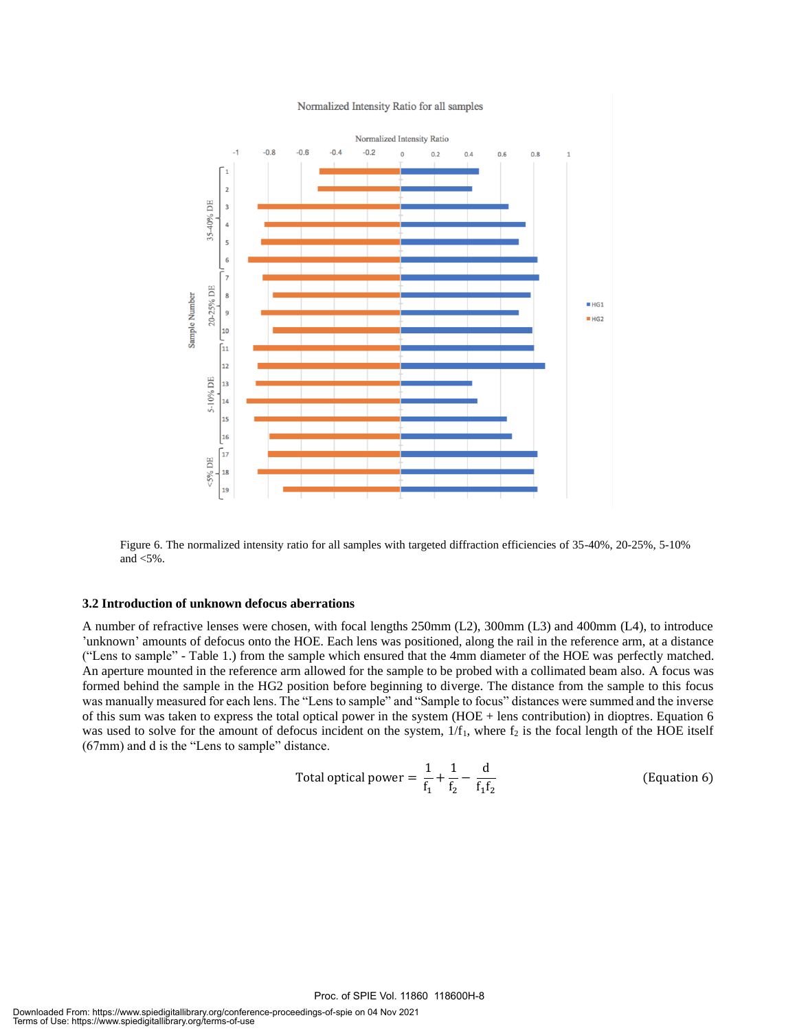Figure 6. The normalized intensity ratio for all samples with targeted diffraction efficiencies of 35-40%, 20-25%, 5-10% and <5%.

### 3.2 Introduction of unknown defocus aberrations

A number of refractive lenses were chosen, with focal lengths 250mm (L2), 300mm (L3) and 400mm (L4), to introduce 'unknown' amounts of defocus onto the HOE. Each lens was positioned, along the rail in the reference arm, at a distance ("Lens to sample" - Table 1.) from the sample which ensured that the 4mm diameter of the HOE was perfectly matched. An aperture mounted in the reference arm allowed for the sample to be probed with a collimated beam also. A focus was formed behind the sample in the HG2 position before beginning to diverge. The distance from the sample to this focus was manually measured for each lens. The "Lens to sample" and "Sample to focus" distances were summed and the inverse of this sum was taken to express the total optical power in the system (HOE + lens contribution) in dioptres. Equation 6 was used to solve for the amount of defocus incident on the system, $1/f_1$, where $f_2$ is the focal length of the HOE itself (67mm) and d is the "Lens to sample" distance.

$$\text{Total optical power} = \frac{1}{f_1} + \frac{1}{f_2} - \frac{d}{f_1 f_2} \qquad \text{(Equation 6)}$$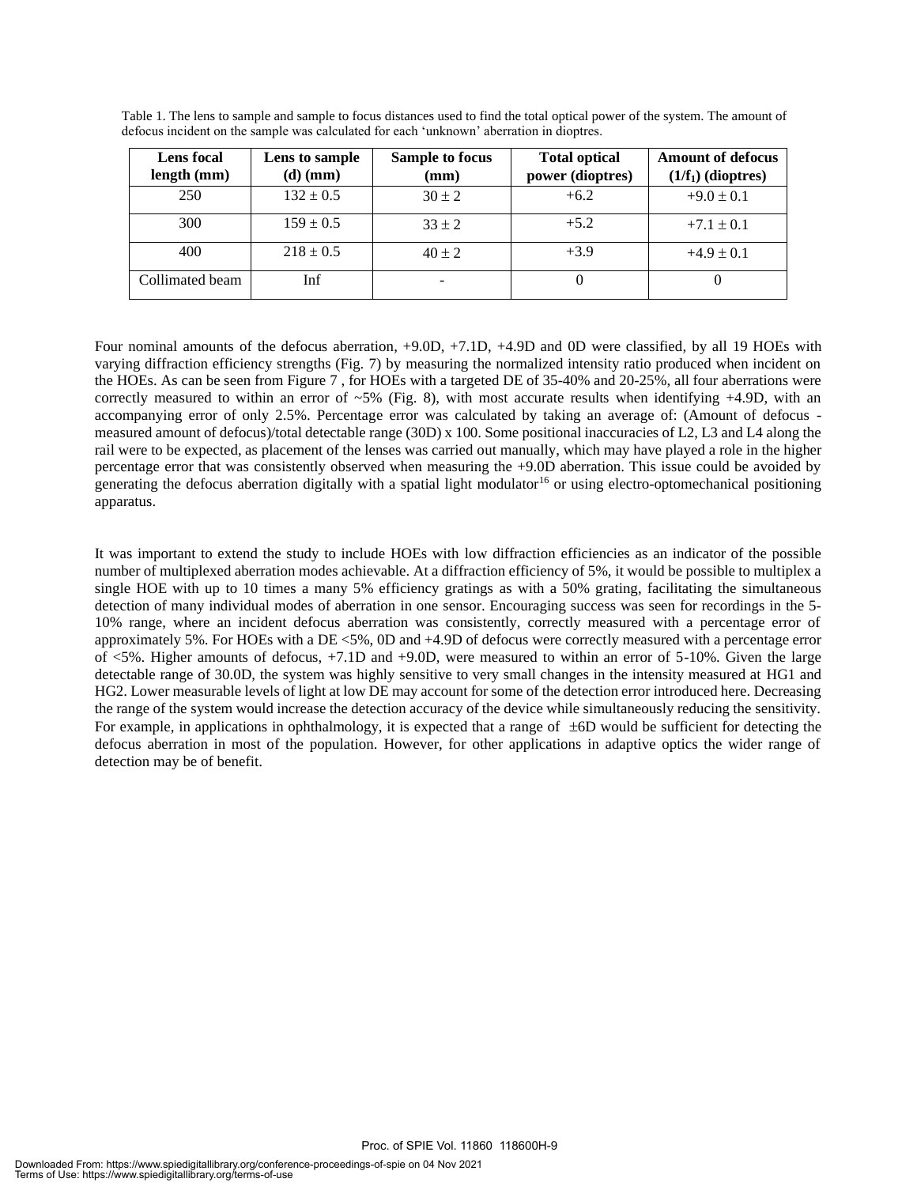Table 1. The lens to sample and sample to focus distances used to find the total optical power of the system. The amount of defocus incident on the sample was calculated for each 'unknown' aberration in dioptres.

| Lens focal length (mm) | Lens to sample (d) (mm) | Sample to focus (mm) | Total optical power (dioptres) | Amount of defocus ($1/f_1$) (dioptres) |
|---|---|---|---|---|
| 250 | $132 \pm 0.5$ | $30 \pm 2$ | +6.2 | $+9.0 \pm 0.1$ |
| 300 | $159 \pm 0.5$ | $33 \pm 2$ | +5.2 | $+7.1 \pm 0.1$ |
| 400 | $218 \pm 0.5$ | $40 \pm 2$ | +3.9 | $+4.9 \pm 0.1$ |
| Collimated beam | Inf | - | 0 | 0 |

Four nominal amounts of the defocus aberration, +9.0D, +7.1D, +4.9D and 0D were classified, by all 19 HOEs with varying diffraction efficiency strengths (Fig. 7) by measuring the normalized intensity ratio produced when incident on the HOEs. As can be seen from Figure 7 , for HOEs with a targeted DE of 35-40% and 20-25%, all four aberrations were correctly measured to within an error of ~5% (Fig. 8), with most accurate results when identifying +4.9D, with an accompanying error of only 2.5%. Percentage error was calculated by taking an average of: (Amount of defocus - measured amount of defocus)/total detectable range (30D) x 100. Some positional inaccuracies of L2, L3 and L4 along the rail were to be expected, as placement of the lenses was carried out manually, which may have played a role in the higher percentage error that was consistently observed when measuring the +9.0D aberration. This issue could be avoided by generating the defocus aberration digitally with a spatial light modulator[16] or using electro-optomechanical positioning apparatus.

It was important to extend the study to include HOEs with low diffraction efficiencies as an indicator of the possible number of multiplexed aberration modes achievable. At a diffraction efficiency of 5%, it would be possible to multiplex a single HOE with up to 10 times a many 5% efficiency gratings as with a 50% grating, facilitating the simultaneous detection of many individual modes of aberration in one sensor. Encouraging success was seen for recordings in the 5-10% range, where an incident defocus aberration was consistently, correctly measured with a percentage error of approximately 5%. For HOEs with a DE <5%, 0D and +4.9D of defocus were correctly measured with a percentage error of <5%. Higher amounts of defocus, +7.1D and +9.0D, were measured to within an error of 5-10%. Given the large detectable range of 30.0D, the system was highly sensitive to very small changes in the intensity measured at HG1 and HG2. Lower measurable levels of light at low DE may account for some of the detection error introduced here. Decreasing the range of the system would increase the detection accuracy of the device while simultaneously reducing the sensitivity. For example, in applications in ophthalmology, it is expected that a range of $\pm$6D would be sufficient for detecting the defocus aberration in most of the population. However, for other applications in adaptive optics the wider range of detection may be of benefit.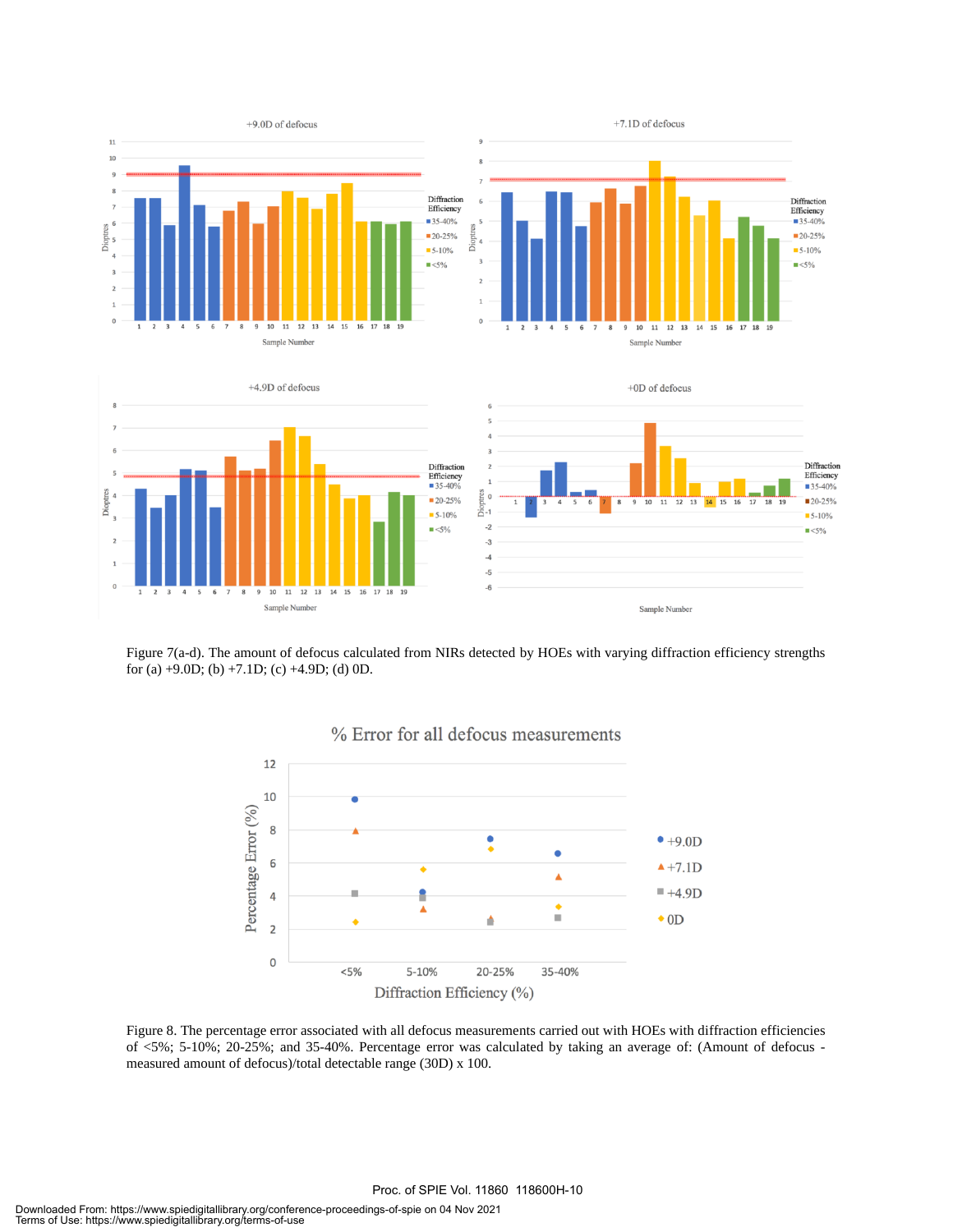Figure 7(a-d). The amount of defocus calculated from NIRs detected by HOEs with varying diffraction efficiency strengths for (a) +9.0D; (b) +7.1D; (c) +4.9D; (d) 0D.

Figure 8. The percentage error associated with all defocus measurements carried out with HOEs with diffraction efficiencies of <5%; 5-10%; 20-25%; and 35-40%. Percentage error was calculated by taking an average of: (Amount of defocus - measured amount of defocus)/total detectable range (30D) x 100.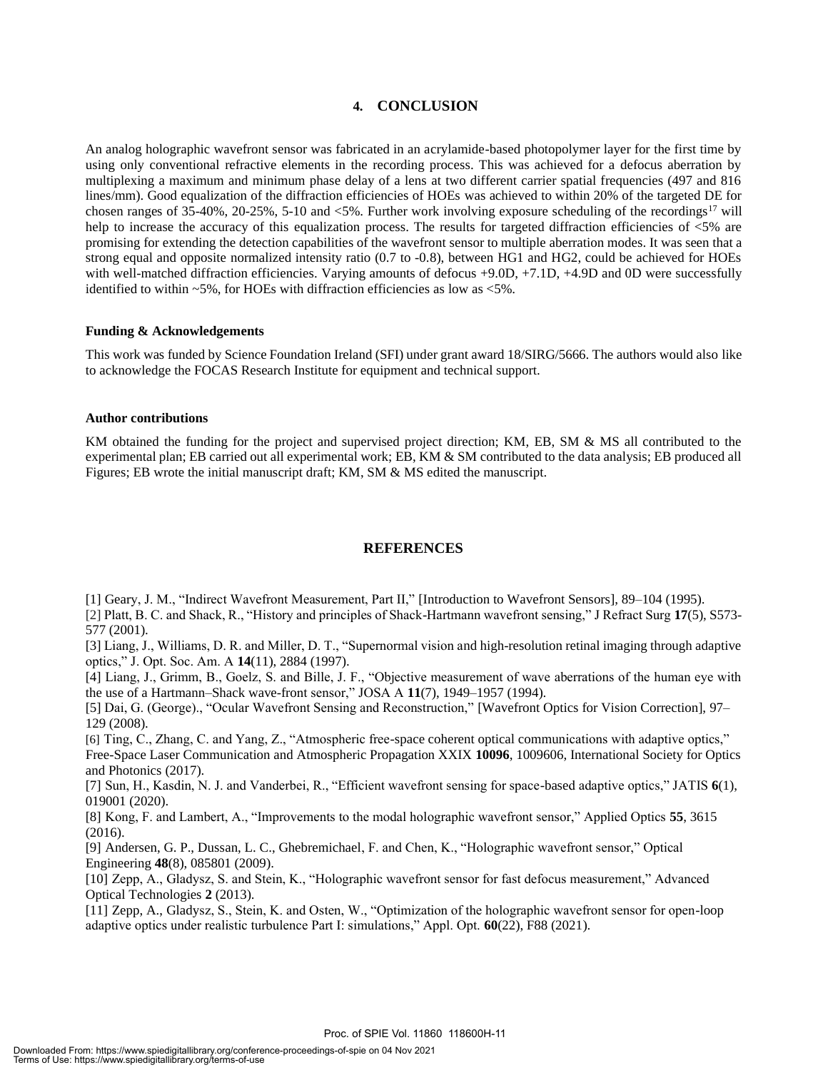## 4. CONCLUSION

An analog holographic wavefront sensor was fabricated in an acrylamide-based photopolymer layer for the first time by using only conventional refractive elements in the recording process. This was achieved for a defocus aberration by multiplexing a maximum and minimum phase delay of a lens at two different carrier spatial frequencies (497 and 816 lines/mm). Good equalization of the diffraction efficiencies of HOEs was achieved to within 20% of the targeted DE for chosen ranges of 35-40%, 20-25%, 5-10 and <5%. Further work involving exposure scheduling of the recordings[17] will help to increase the accuracy of this equalization process. The results for targeted diffraction efficiencies of <5% are promising for extending the detection capabilities of the wavefront sensor to multiple aberration modes. It was seen that a strong equal and opposite normalized intensity ratio (0.7 to -0.8), between HG1 and HG2, could be achieved for HOEs with well-matched diffraction efficiencies. Varying amounts of defocus +9.0D, +7.1D, +4.9D and 0D were successfully identified to within ~5%, for HOEs with diffraction efficiencies as low as <5%.

**Funding & Acknowledgements**

This work was funded by Science Foundation Ireland (SFI) under grant award 18/SIRG/5666. The authors would also like to acknowledge the FOCAS Research Institute for equipment and technical support.

**Author contributions**

KM obtained the funding for the project and supervised project direction; KM, EB, SM & MS all contributed to the experimental plan; EB carried out all experimental work; EB, KM & SM contributed to the data analysis; EB produced all Figures; EB wrote the initial manuscript draft; KM, SM & MS edited the manuscript.

## REFERENCES

[1] Geary, J. M., "Indirect Wavefront Measurement, Part II," [Introduction to Wavefront Sensors], 89–104 (1995).

[2] Platt, B. C. and Shack, R., "History and principles of Shack-Hartmann wavefront sensing," J Refract Surg **17**(5), S573-577 (2001).

[3] Liang, J., Williams, D. R. and Miller, D. T., "Supernormal vision and high-resolution retinal imaging through adaptive optics," J. Opt. Soc. Am. A **14**(11), 2884 (1997).

[4] Liang, J., Grimm, B., Goelz, S. and Bille, J. F., "Objective measurement of wave aberrations of the human eye with the use of a Hartmann–Shack wave-front sensor," JOSA A **11**(7), 1949–1957 (1994).

[5] Dai, G. (George)., "Ocular Wavefront Sensing and Reconstruction," [Wavefront Optics for Vision Correction], 97–129 (2008).

[6] Ting, C., Zhang, C. and Yang, Z., "Atmospheric free-space coherent optical communications with adaptive optics," Free-Space Laser Communication and Atmospheric Propagation XXIX **10096**, 1009606, International Society for Optics and Photonics (2017).

[7] Sun, H., Kasdin, N. J. and Vanderbei, R., "Efficient wavefront sensing for space-based adaptive optics," JATIS **6**(1), 019001 (2020).

[8] Kong, F. and Lambert, A., "Improvements to the modal holographic wavefront sensor," Applied Optics **55**, 3615 (2016).

[9] Andersen, G. P., Dussan, L. C., Ghebremichael, F. and Chen, K., "Holographic wavefront sensor," Optical Engineering **48**(8), 085801 (2009).

[10] Zepp, A., Gladysz, S. and Stein, K., "Holographic wavefront sensor for fast defocus measurement," Advanced Optical Technologies **2** (2013).

[11] Zepp, A., Gladysz, S., Stein, K. and Osten, W., "Optimization of the holographic wavefront sensor for open-loop adaptive optics under realistic turbulence Part I: simulations," Appl. Opt. **60**(22), F88 (2021).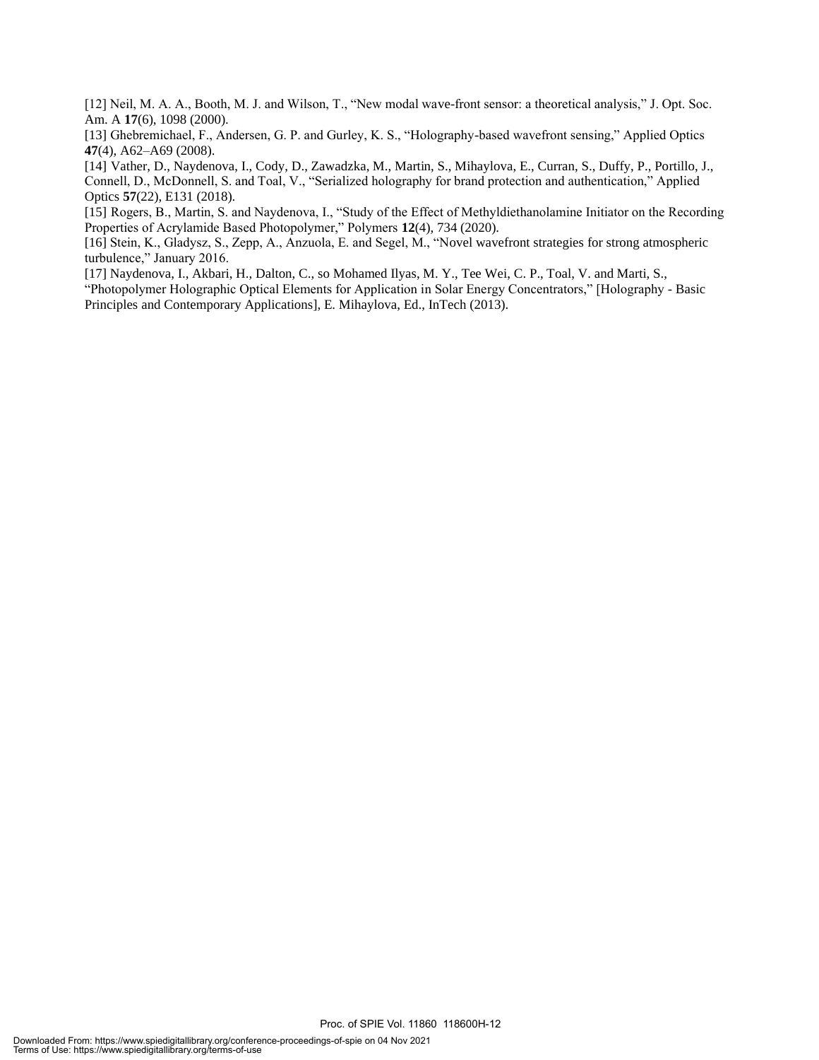[12] Neil, M. A. A., Booth, M. J. and Wilson, T., "New modal wave-front sensor: a theoretical analysis," J. Opt. Soc. Am. A **17**(6), 1098 (2000).

[13] Ghebremichael, F., Andersen, G. P. and Gurley, K. S., "Holography-based wavefront sensing," Applied Optics **47**(4), A62–A69 (2008).

[14] Vather, D., Naydenova, I., Cody, D., Zawadzka, M., Martin, S., Mihaylova, E., Curran, S., Duffy, P., Portillo, J., Connell, D., McDonnell, S. and Toal, V., "Serialized holography for brand protection and authentication," Applied Optics **57**(22), E131 (2018).

[15] Rogers, B., Martin, S. and Naydenova, I., "Study of the Effect of Methyldiethanolamine Initiator on the Recording Properties of Acrylamide Based Photopolymer," Polymers **12**(4), 734 (2020).

[16] Stein, K., Gladysz, S., Zepp, A., Anzuola, E. and Segel, M., "Novel wavefront strategies for strong atmospheric turbulence," January 2016.

[17] Naydenova, I., Akbari, H., Dalton, C., so Mohamed Ilyas, M. Y., Tee Wei, C. P., Toal, V. and Marti, S., "Photopolymer Holographic Optical Elements for Application in Solar Energy Concentrators," [Holography - Basic Principles and Contemporary Applications], E. Mihaylova, Ed., InTech (2013).